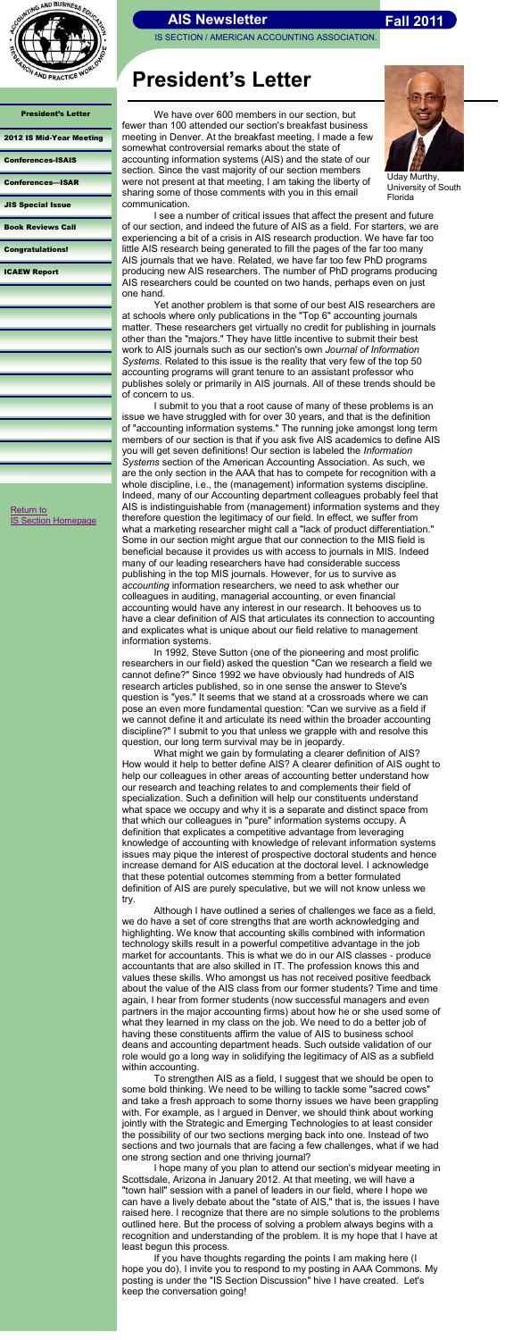# President's Letter

- President's Letter
- 2012 IS Mid-Year Meeting
- Conferences-ISAIS
- Conferences—ISAR
- JIS Special Issue
- Book Reviews Call
- Congratulations!
- ICAEW Report

Return to IS Section Homepage

Uday Murthy, University of South Florida

We have over 600 members in our section, but fewer than 100 attended our section's breakfast business meeting in Denver. At the breakfast meeting, I made a few somewhat controversial remarks about the state of accounting information systems (AIS) and the state of our section. Since the vast majority of our section members were not present at that meeting, I am taking the liberty of sharing some of those comments with you in this email communication.

I see a number of critical issues that affect the present and future of our section, and indeed the future of AIS as a field. For starters, we are experiencing a bit of a crisis in AIS research production. We have far too little AIS research being generated to fill the pages of the far too many AIS journals that we have. Related, we have far too few PhD programs producing new AIS researchers. The number of PhD programs producing AIS researchers could be counted on two hands, perhaps even on just one hand.

Yet another problem is that some of our best AIS researchers are at schools where only publications in the "Top 6" accounting journals matter. These researchers get virtually no credit for publishing in journals other than the "majors." They have little incentive to submit their best work to AIS journals such as our section's own *Journal of Information Systems*. Related to this issue is the reality that very few of the top 50 accounting programs will grant tenure to an assistant professor who publishes solely or primarily in AIS journals. All of these trends should be of concern to us.

I submit to you that a root cause of many of these problems is an issue we have struggled with for over 30 years, and that is the definition of "accounting information systems." The running joke amongst long term members of our section is that if you ask five AIS academics to define AIS you will get seven definitions! Our section is labeled the *Information Systems* section of the American Accounting Association. As such, we are the only section in the AAA that has to compete for recognition with a whole discipline, i.e., the (management) information systems discipline. Indeed, many of our Accounting department colleagues probably feel that AIS is indistinguishable from (management) information systems and they therefore question the legitimacy of our field. In effect, we suffer from what a marketing researcher might call a "lack of product differentiation." Some in our section might argue that our connection to the MIS field is beneficial because it provides us with access to journals in MIS. Indeed many of our leading researchers have had considerable success publishing in the top MIS journals. However, for us to survive as *accounting* information researchers, we need to ask whether our colleagues in auditing, managerial accounting, or even financial accounting would have any interest in our research. It behooves us to have a clear definition of AIS that articulates its connection to accounting and explicates what is unique about our field relative to management information systems.

In 1992, Steve Sutton (one of the pioneering and most prolific researchers in our field) asked the question "Can we research a field we cannot define?" Since 1992 we have obviously had hundreds of AIS research articles published, so in one sense the answer to Steve's question is "yes." It seems that we stand at a crossroads where we can pose an even more fundamental question: "Can we survive as a field if we cannot define it and articulate its need within the broader accounting discipline?" I submit to you that unless we grapple with and resolve this question, our long term survival may be in jeopardy.

What might we gain by formulating a clearer definition of AIS? How would it help to better define AIS? A clearer definition of AIS ought to help our colleagues in other areas of accounting better understand how our research and teaching relates to and complements their field of specialization. Such a definition will help our constituents understand what space we occupy and why it is a separate and distinct space from that which our colleagues in "pure" information systems occupy. A definition that explicates a competitive advantage from leveraging knowledge of accounting with knowledge of relevant information systems issues may pique the interest of prospective doctoral students and hence increase demand for AIS education at the doctoral level. I acknowledge that these potential outcomes stemming from a better formulated definition of AIS are purely speculative, but we will not know unless we try.

Although I have outlined a series of challenges we face as a field, we do have a set of core strengths that are worth acknowledging and highlighting. We know that accounting skills combined with information technology skills result in a powerful competitive advantage in the job market for accountants. This is what we do in our AIS classes - produce accountants that are also skilled in IT. The profession knows this and values these skills. Who amongst us has not received positive feedback about the value of the AIS class from our former students? Time and time again, I hear from former students (now successful managers and even partners in the major accounting firms) about how he or she used some of what they learned in my class on the job. We need to do a better job of having these constituents affirm the value of AIS to business school deans and accounting department heads. Such outside validation of our role would go a long way in solidifying the legitimacy of AIS as a subfield within accounting.

To strengthen AIS as a field, I suggest that we should be open to some bold thinking. We need to be willing to tackle some "sacred cows" and take a fresh approach to some thorny issues we have been grappling with. For example, as I argued in Denver, we should think about working jointly with the Strategic and Emerging Technologies to at least consider the possibility of our two sections merging back into one. Instead of two sections and two journals that are facing a few challenges, what if we had one strong section and one thriving journal?

I hope many of you plan to attend our section's midyear meeting in Scottsdale, Arizona in January 2012. At that meeting, we will have a "town hall" session with a panel of leaders in our field, where I hope we can have a lively debate about the "state of AIS," that is, the issues I have raised here. I recognize that there are no simple solutions to the problems outlined here. But the process of solving a problem always begins with a recognition and understanding of the problem. It is my hope that I have at least begun this process.

If you have thoughts regarding the points I am making here (I hope you do), I invite you to respond to my posting in AAA Commons. My posting is under the "IS Section Discussion" hive I have created. Let's keep the conversation going!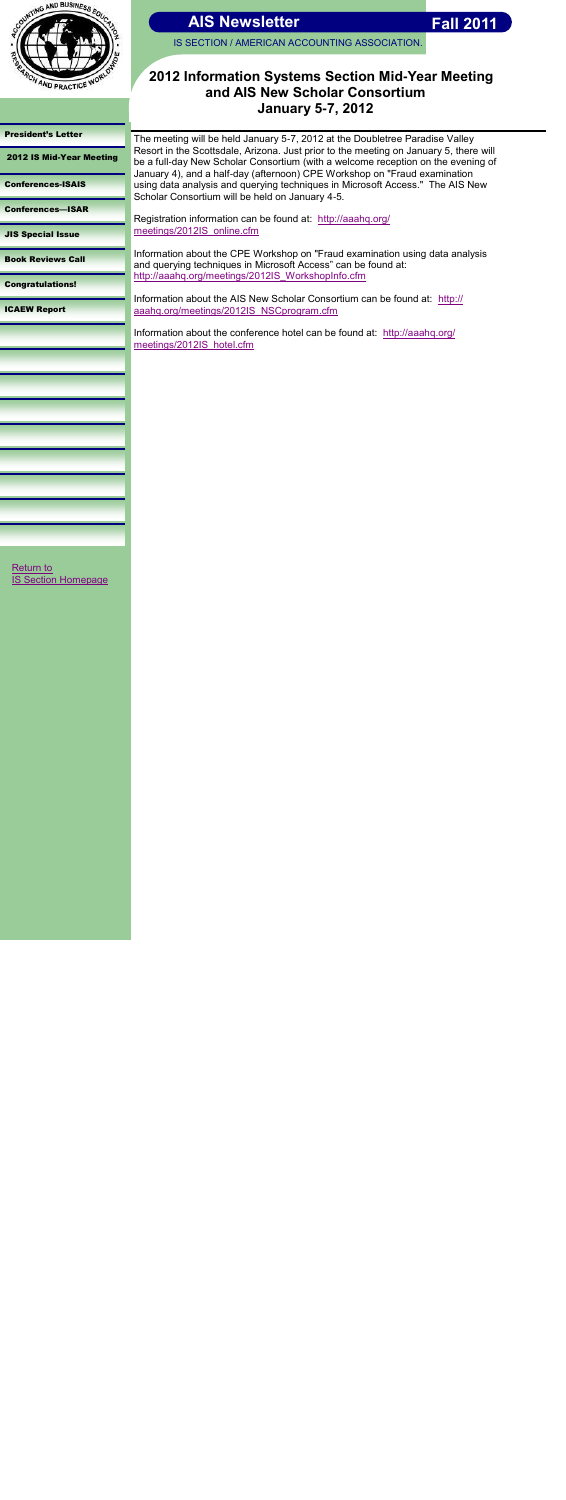## 2012 Information Systems Section Mid-Year Meeting and AIS New Scholar Consortium January 5-7, 2012

The meeting will be held January 5-7, 2012 at the Doubletree Paradise Valley Resort in the Scottsdale, Arizona. Just prior to the meeting on January 5, there will be a full-day New Scholar Consortium (with a welcome reception on the evening of January 4), and a half-day (afternoon) CPE Workshop on "Fraud examination using data analysis and querying techniques in Microsoft Access." The AIS New Scholar Consortium will be held on January 4-5.

Registration information can be found at: http://aaahq.org/meetings/2012IS_online.cfm

Information about the CPE Workshop on "Fraud examination using data analysis and querying techniques in Microsoft Access" can be found at: http://aaahq.org/meetings/2012IS_WorkshopInfo.cfm

Information about the AIS New Scholar Consortium can be found at: http://aaahq.org/meetings/2012IS_NSCprogram.cfm

Information about the conference hotel can be found at: http://aaahq.org/meetings/2012IS_hotel.cfm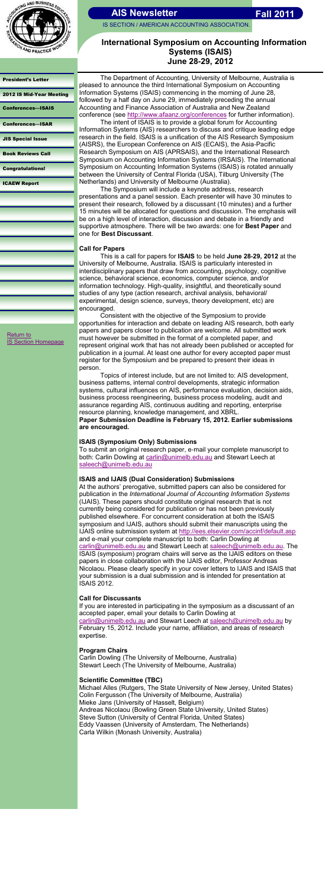# International Symposium on Accounting Information Systems (ISAIS)

## June 28-29, 2012

The Department of Accounting, University of Melbourne, Australia is pleased to announce the third International Symposium on Accounting Information Systems (ISAIS) commencing in the morning of June 28, followed by a half day on June 29, immediately preceding the annual Accounting and Finance Association of Australia and New Zealand conference (see http://www.afaanz.org/conferences for further information).

The intent of ISAIS is to provide a global forum for Accounting Information Systems (AIS) researchers to discuss and critique leading edge research in the field. ISAIS is a unification of the AIS Research Symposium (AISRS), the European Conference on AIS (ECAIS), the Asia-Pacific Research Symposium on AIS (APRSAIS), and the International Research Symposium on Accounting Information Systems (IRSAIS). The International Symposium on Accounting Information Systems (ISAIS) is rotated annually between the University of Central Florida (USA), Tilburg University (The Netherlands) and University of Melbourne (Australia).

The Symposium will include a keynote address, research presentations and a panel session. Each presenter will have 30 minutes to present their research, followed by a discussant (10 minutes) and a further 15 minutes will be allocated for questions and discussion. The emphasis will be on a high level of interaction, discussion and debate in a friendly and supportive atmosphere. There will be two awards: one for **Best Paper** and one for **Best Discussant**.

### Call for Papers

This is a call for papers for **ISAIS** to be held **June 28-29, 2012** at the University of Melbourne, Australia. ISAIS is particularly interested in interdisciplinary papers that draw from accounting, psychology, cognitive science, behavioral science, economics, computer science, and/or information technology. High-quality, insightful, and theoretically sound studies of any type (action research, archival analysis, behavioral/experimental, design science, surveys, theory development, etc) are encouraged.

Consistent with the objective of the Symposium to provide opportunities for interaction and debate on leading AIS research, both early papers and papers closer to publication are welcome. All submitted work must however be submitted in the format of a completed paper, and represent original work that has not already been published or accepted for publication in a journal. At least one author for every accepted paper must register for the Symposium and be prepared to present their ideas in person.

Topics of interest include, but are not limited to: AIS development, business patterns, internal control developments, strategic information systems, cultural influences on AIS, performance evaluation, decision aids, business process reengineering, business process modeling, audit and assurance regarding AIS, continuous auditing and reporting, enterprise resource planning, knowledge management, and XBRL.

**Paper Submission Deadline is February 15, 2012. Earlier submissions are encouraged.**

### ISAIS (Symposium Only) Submissions

To submit an original research paper, e-mail your complete manuscript to both: Carlin Dowling at carlin@unimelb.edu.au and Stewart Leech at saleech@unimelb.edu.au

### ISAIS and IJAIS (Dual Consideration) Submissions

At the authors' prerogative, submitted papers can also be considered for publication in the *International Journal of Accounting Information Systems* (IJAIS). These papers should constitute original research that is not currently being considered for publication or has not been previously published elsewhere. For concurrent consideration at both the ISAIS symposium and IJAIS, authors should submit their manuscripts using the IJAIS online submission system at http://ees.elsevier.com/accinf/default.asp and e-mail your complete manuscript to both: Carlin Dowling at carlin@unimelb.edu.au and Stewart Leech at saleech@unimelb.edu.au. The ISAIS (symposium) program chairs will serve as the IJAIS editors on these papers in close collaboration with the IJAIS editor, Professor Andreas Nicolaou. Please clearly specify in your cover letters to IJAIS and ISAIS that your submission is a dual submission and is intended for presentation at ISAIS 2012.

### Call for Discussants

If you are interested in participating in the symposium as a discussant of an accepted paper, email your details to Carlin Dowling at carlin@unimelb.edu.au and Stewart Leech at saleech@unimelb.edu.au by February 15, 2012. Include your name, affiliation, and areas of research expertise.

### Program Chairs

Carlin Dowling (The University of Melbourne, Australia)
Stewart Leech (The University of Melbourne, Australia)

### Scientific Committee (TBC)

Michael Alles (Rutgers, The State University of New Jersey, United States)
Colin Fergusson (The University of Melbourne, Australia)
Mieke Jans (University of Hasselt, Belgium)
Andreas Nicolaou (Bowling Green State University, United States)
Steve Sutton (University of Central Florida, United States)
Eddy Vaassen (University of Amsterdam, The Netherlands)
Carla Wilkin (Monash University, Australia)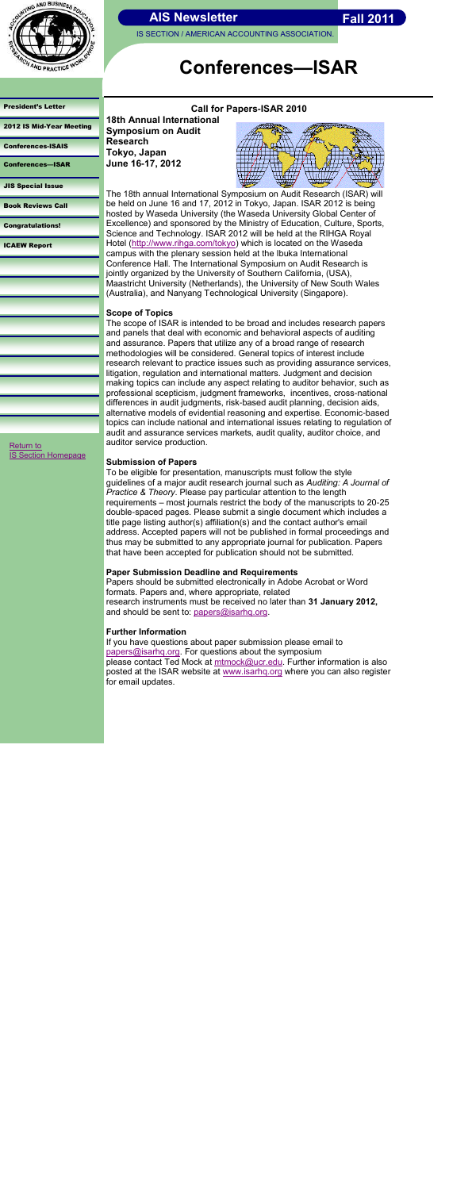# Conferences—ISAR

- President's Letter
- 2012 IS Mid-Year Meeting
- Conferences-ISAIS
- Conferences—ISAR
- JIS Special Issue
- Book Reviews Call
- Congratulations!
- ICAEW Report

Return to IS Section Homepage

## Call for Papers-ISAR 2010

**18th Annual International Symposium on Audit Research**
**Tokyo, Japan**
**June 16-17, 2012**

The 18th annual International Symposium on Audit Research (ISAR) will be held on June 16 and 17, 2012 in Tokyo, Japan. ISAR 2012 is being hosted by Waseda University (the Waseda University Global Center of Excellence) and sponsored by the Ministry of Education, Culture, Sports, Science and Technology. ISAR 2012 will be held at the RIHGA Royal Hotel (http://www.rihga.com/tokyo) which is located on the Waseda campus with the plenary session held at the Ibuka International Conference Hall. The International Symposium on Audit Research is jointly organized by the University of Southern California, (USA), Maastricht University (Netherlands), the University of New South Wales (Australia), and Nanyang Technological University (Singapore).

### Scope of Topics

The scope of ISAR is intended to be broad and includes research papers and panels that deal with economic and behavioral aspects of auditing and assurance. Papers that utilize any of a broad range of research methodologies will be considered. General topics of interest include research relevant to practice issues such as providing assurance services, litigation, regulation and international matters. Judgment and decision making topics can include any aspect relating to auditor behavior, such as professional scepticism, judgment frameworks, incentives, cross-national differences in audit judgments, risk-based audit planning, decision aids, alternative models of evidential reasoning and expertise. Economic-based topics can include national and international issues relating to regulation of audit and assurance services markets, audit quality, auditor choice, and auditor service production.

### Submission of Papers

To be eligible for presentation, manuscripts must follow the style guidelines of a major audit research journal such as *Auditing: A Journal of Practice & Theory*. Please pay particular attention to the length requirements – most journals restrict the body of the manuscripts to 20-25 double-spaced pages. Please submit a single document which includes a title page listing author(s) affiliation(s) and the contact author's email address. Accepted papers will not be published in formal proceedings and thus may be submitted to any appropriate journal for publication. Papers that have been accepted for publication should not be submitted.

### Paper Submission Deadline and Requirements

Papers should be submitted electronically in Adobe Acrobat or Word formats. Papers and, where appropriate, related research instruments must be received no later than **31 January 2012,** and should be sent to: papers@isarhq.org.

### Further Information

If you have questions about paper submission please email to papers@isarhq.org. For questions about the symposium please contact Ted Mock at mtmock@ucr.edu. Further information is also posted at the ISAR website at www.isarhq.org where you can also register for email updates.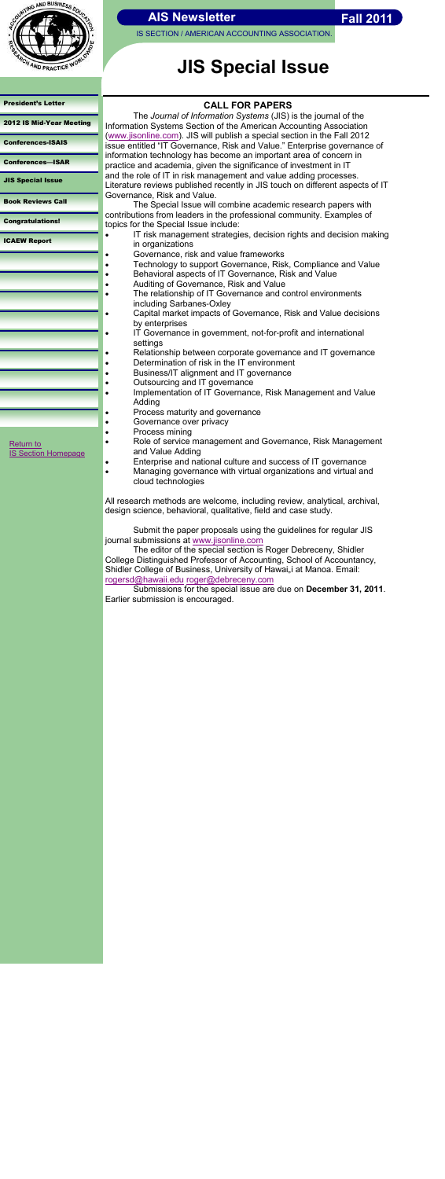# JIS Special Issue

- President's Letter
- 2012 IS Mid-Year Meeting
- Conferences-ISAIS
- Conferences—ISAR
- JIS Special Issue
- Book Reviews Call
- Congratulations!
- ICAEW Report

Return to IS Section Homepage

## CALL FOR PAPERS

The *Journal of Information Systems* (JIS) is the journal of the Information Systems Section of the American Accounting Association (www.jisonline.com). JIS will publish a special section in the Fall 2012 issue entitled "IT Governance, Risk and Value." Enterprise governance of information technology has become an important area of concern in practice and academia, given the significance of investment in IT and the role of IT in risk management and value adding processes. Literature reviews published recently in JIS touch on different aspects of IT Governance, Risk and Value.

The Special Issue will combine academic research papers with contributions from leaders in the professional community. Examples of topics for the Special Issue include:

- IT risk management strategies, decision rights and decision making in organizations
- Governance, risk and value frameworks
- Technology to support Governance, Risk, Compliance and Value
- Behavioral aspects of IT Governance, Risk and Value
- Auditing of Governance, Risk and Value
- The relationship of IT Governance and control environments including Sarbanes-Oxley
- Capital market impacts of Governance, Risk and Value decisions by enterprises
- IT Governance in government, not-for-profit and international settings
- Relationship between corporate governance and IT governance
- Determination of risk in the IT environment
- Business/IT alignment and IT governance
- Outsourcing and IT governance
- Implementation of IT Governance, Risk Management and Value Adding
- Process maturity and governance
- Governance over privacy
- Process mining
- Role of service management and Governance, Risk Management and Value Adding
- Enterprise and national culture and success of IT governance
- Managing governance with virtual organizations and virtual and cloud technologies

All research methods are welcome, including review, analytical, archival, design science, behavioral, qualitative, field and case study.

Submit the paper proposals using the guidelines for regular JIS journal submissions at www.jisonline.com

The editor of the special section is Roger Debreceny, Shidler College Distinguished Professor of Accounting, School of Accountancy, Shidler College of Business, University of Hawai„i at Manoa. Email: rogersd@hawaii.edu roger@debreceny.com

Submissions for the special issue are due on **December 31, 2011**. Earlier submission is encouraged.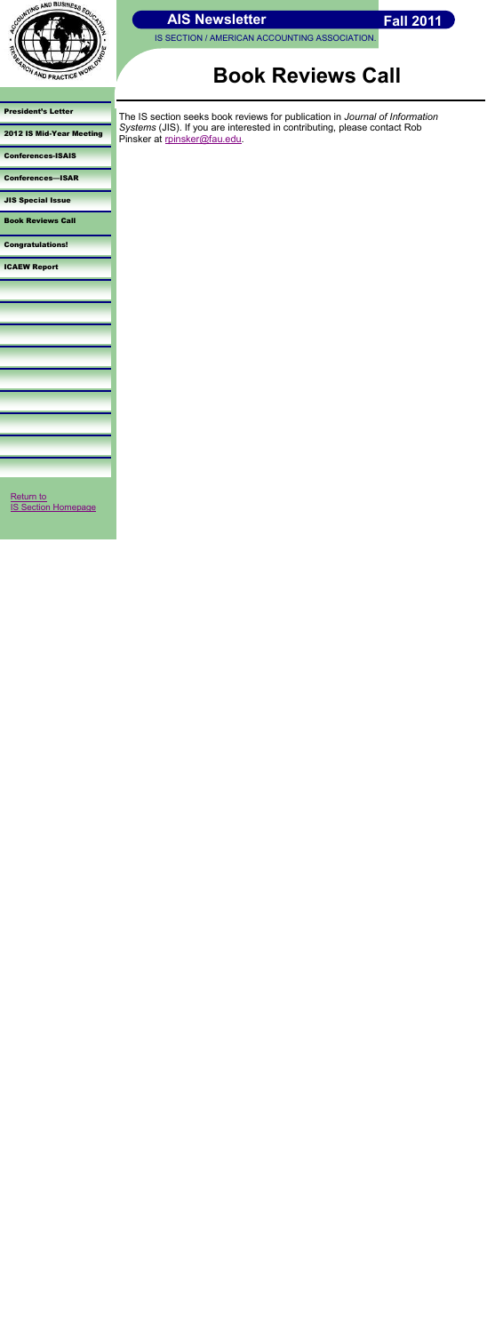# Book Reviews Call

The IS section seeks book reviews for publication in *Journal of Information Systems* (JIS). If you are interested in contributing, please contact Rob Pinsker at rpinsker@fau.edu.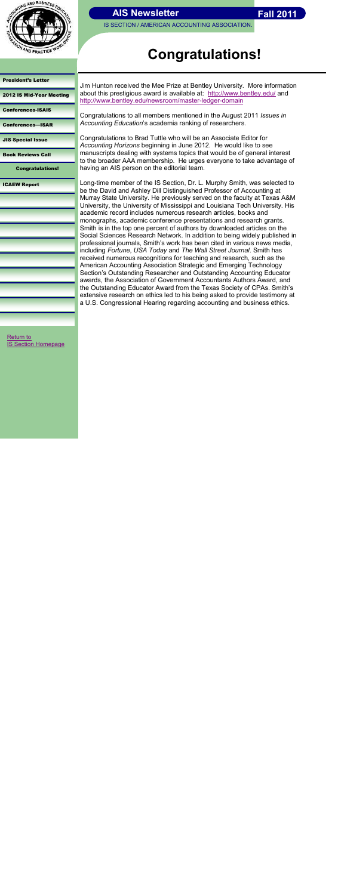# Congratulations!

Jim Hunton received the Mee Prize at Bentley University. More information about this prestigious award is available at: http://www.bentley.edu/ and http://www.bentley.edu/newsroom/master-ledger-domain

Congratulations to all members mentioned in the August 2011 *Issues in Accounting Education*'s academia ranking of researchers.

Congratulations to Brad Tuttle who will be an Associate Editor for *Accounting Horizons* beginning in June 2012. He would like to see manuscripts dealing with systems topics that would be of general interest to the broader AAA membership. He urges everyone to take advantage of having an AIS person on the editorial team.

Long-time member of the IS Section, Dr. L. Murphy Smith, was selected to be the David and Ashley Dill Distinguished Professor of Accounting at Murray State University. He previously served on the faculty at Texas A&M University, the University of Mississippi and Louisiana Tech University. His academic record includes numerous research articles, books and monographs, academic conference presentations and research grants. Smith is in the top one percent of authors by downloaded articles on the Social Sciences Research Network. In addition to being widely published in professional journals, Smith's work has been cited in various news media, including *Fortune*, *USA Today* and *The Wall Street Journal*. Smith has received numerous recognitions for teaching and research, such as the American Accounting Association Strategic and Emerging Technology Section's Outstanding Researcher and Outstanding Accounting Educator awards, the Association of Government Accountants Authors Award, and the Outstanding Educator Award from the Texas Society of CPAs. Smith's extensive research on ethics led to his being asked to provide testimony at a U.S. Congressional Hearing regarding accounting and business ethics.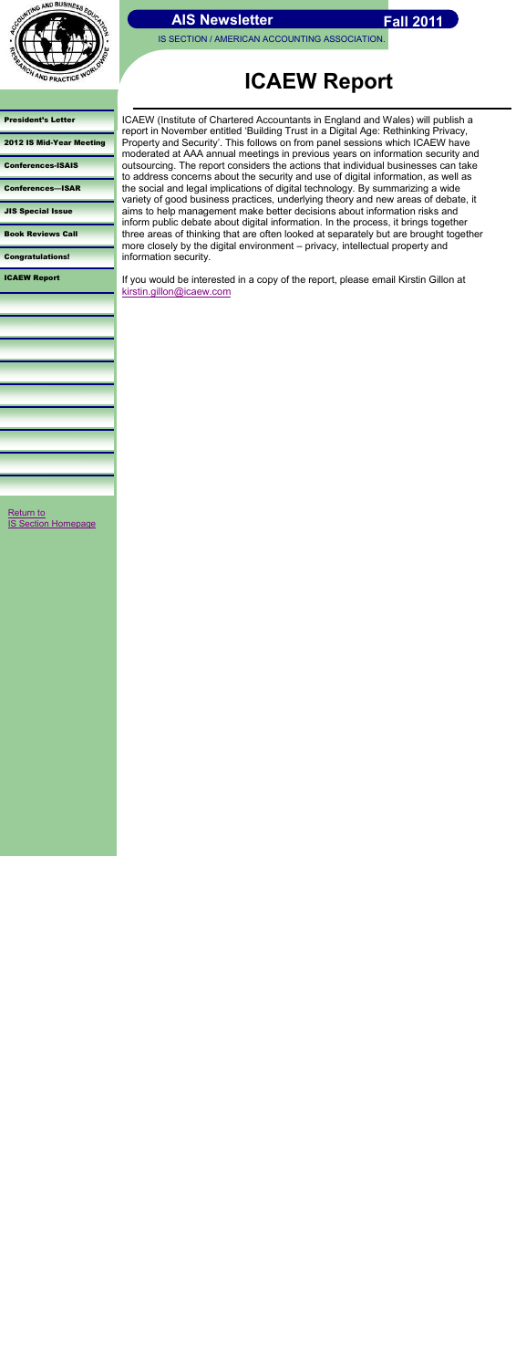# ICAEW Report

- President's Letter
- 2012 IS Mid-Year Meeting
- Conferences-ISAIS
- Conferences—ISAR
- JIS Special Issue
- Book Reviews Call
- Congratulations!
- ICAEW Report

ICAEW (Institute of Chartered Accountants in England and Wales) will publish a report in November entitled 'Building Trust in a Digital Age: Rethinking Privacy, Property and Security'. This follows on from panel sessions which ICAEW have moderated at AAA annual meetings in previous years on information security and outsourcing. The report considers the actions that individual businesses can take to address concerns about the security and use of digital information, as well as the social and legal implications of digital technology. By summarizing a wide variety of good business practices, underlying theory and new areas of debate, it aims to help management make better decisions about information risks and inform public debate about digital information. In the process, it brings together three areas of thinking that are often looked at separately but are brought together more closely by the digital environment – privacy, intellectual property and information security.

If you would be interested in a copy of the report, please email Kirstin Gillon at kirstin.gillon@icaew.com

Return to
IS Section Homepage